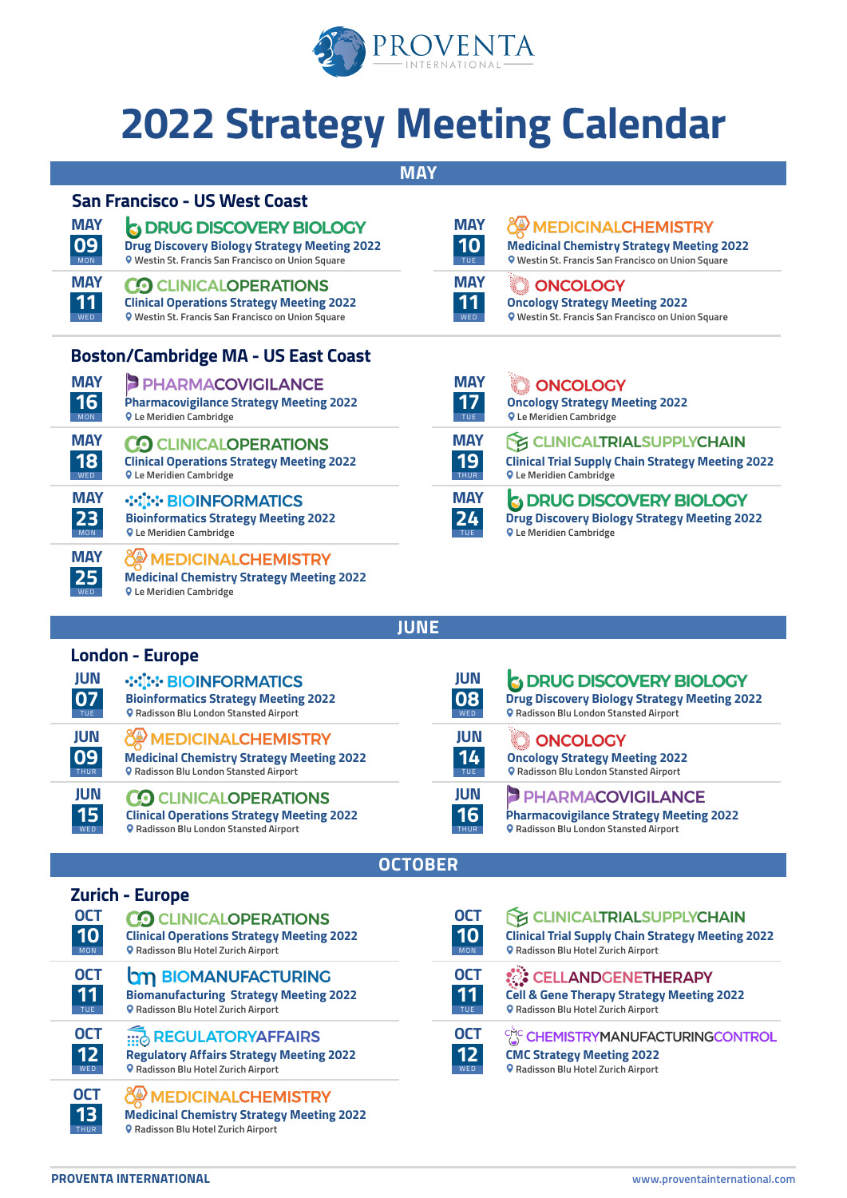PROVENTA INTERNATIONAL

# 2022 Strategy Meeting Calendar

## MAY

### San Francisco - US West Coast

**MAY 09 MON** — DRUG DISCOVERY BIOLOGY
Drug Discovery Biology Strategy Meeting 2022
Westin St. Francis San Francisco on Union Square

**MAY 10 TUE** — MEDICINALCHEMISTRY
Medicinal Chemistry Strategy Meeting 2022
Westin St. Francis San Francisco on Union Square

**MAY 11 WED** — CLINICALOPERATIONS
Clinical Operations Strategy Meeting 2022
Westin St. Francis San Francisco on Union Square

**MAY 11 WED** — ONCOLOGY
Oncology Strategy Meeting 2022
Westin St. Francis San Francisco on Union Square

### Boston/Cambridge MA - US East Coast

**MAY 16 MON** — PHARMACOVIGILANCE
Pharmacovigilance Strategy Meeting 2022
Le Meridien Cambridge

**MAY 17 TUE** — ONCOLOGY
Oncology Strategy Meeting 2022
Le Meridien Cambridge

**MAY 18 WED** — CLINICALOPERATIONS
Clinical Operations Strategy Meeting 2022
Le Meridien Cambridge

**MAY 19 THUR** — CLINICALTRIALSUPPLYCHAIN
Clinical Trial Supply Chain Strategy Meeting 2022
Le Meridien Cambridge

**MAY 23 MON** — BIOINFORMATICS
Bioinformatics Strategy Meeting 2022
Le Meridien Cambridge

**MAY 24 TUE** — DRUG DISCOVERY BIOLOGY
Drug Discovery Biology Strategy Meeting 2022
Le Meridien Cambridge

**MAY 25 WED** — MEDICINALCHEMISTRY
Medicinal Chemistry Strategy Meeting 2022
Le Meridien Cambridge

## JUNE

### London - Europe

**JUN 07 TUE** — BIOINFORMATICS
Bioinformatics Strategy Meeting 2022
Radisson Blu London Stansted Airport

**JUN 08 WED** — DRUG DISCOVERY BIOLOGY
Drug Discovery Biology Strategy Meeting 2022
Radisson Blu London Stansted Airport

**JUN 09 THUR** — MEDICINALCHEMISTRY
Medicinal Chemistry Strategy Meeting 2022
Radisson Blu London Stansted Airport

**JUN 14 TUE** — ONCOLOGY
Oncology Strategy Meeting 2022
Radisson Blu London Stansted Airport

**JUN 15 WED** — CLINICALOPERATIONS
Clinical Operations Strategy Meeting 2022
Radisson Blu London Stansted Airport

**JUN 16 THUR** — PHARMACOVIGILANCE
Pharmacovigilance Strategy Meeting 2022
Radisson Blu London Stansted Airport

## OCTOBER

### Zurich - Europe

**OCT 10 MON** — CLINICALOPERATIONS
Clinical Operations Strategy Meeting 2022
Radisson Blu Hotel Zurich Airport

**OCT 10 MON** — CLINICALTRIALSUPPLYCHAIN
Clinical Trial Supply Chain Strategy Meeting 2022
Radisson Blu Hotel Zurich Airport

**OCT 11 TUE** — BIOMANUFACTURING
Biomanufacturing Strategy Meeting 2022
Radisson Blu Hotel Zurich Airport

**OCT 11 TUE** — CELLANDGENETHERAPY
Cell & Gene Therapy Strategy Meeting 2022
Radisson Blu Hotel Zurich Airport

**OCT 12 WED** — REGULATORYAFFAIRS
Regulatory Affairs Strategy Meeting 2022
Radisson Blu Hotel Zurich Airport

**OCT 12 WED** — CHEMISTRYMANUFACTURINGCONTROL
CMC Strategy Meeting 2022
Radisson Blu Hotel Zurich Airport

**OCT 13 THUR** — MEDICINALCHEMISTRY
Medicinal Chemistry Strategy Meeting 2022
Radisson Blu Hotel Zurich Airport

PROVENTA INTERNATIONAL www.proventainternational.com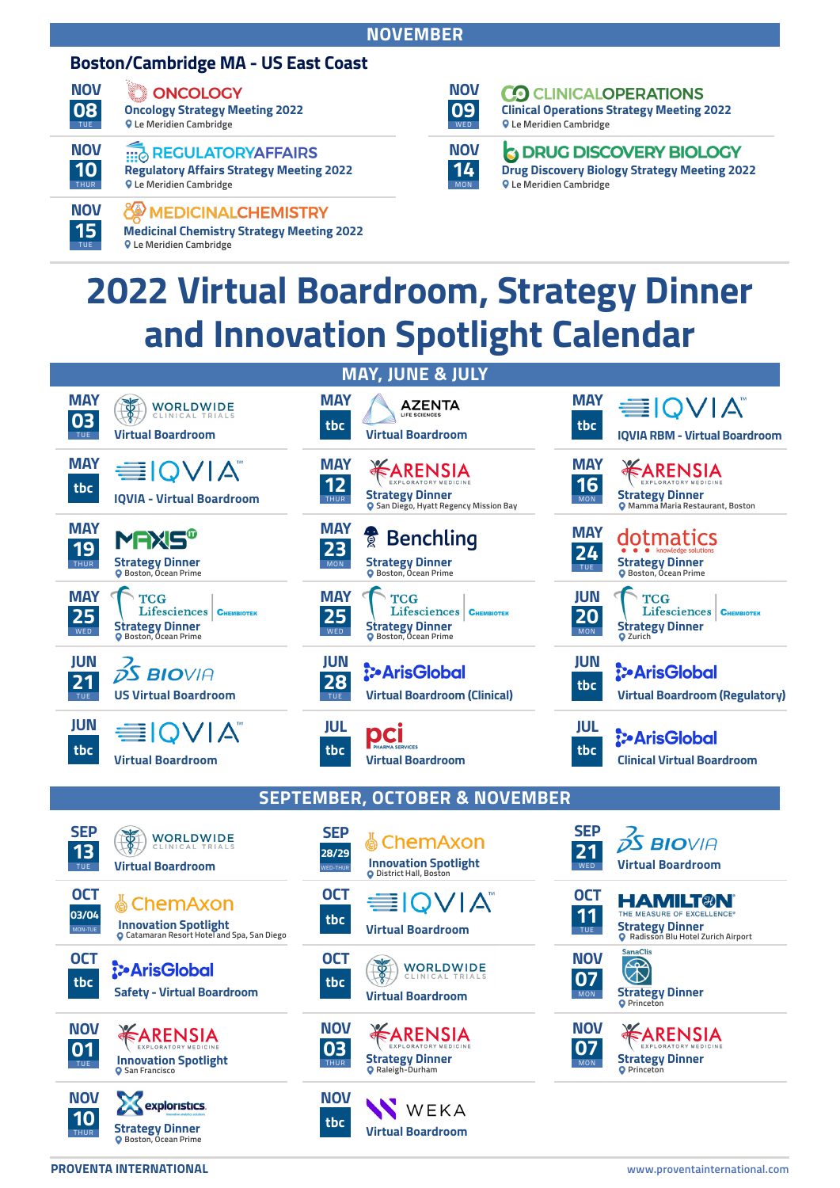## NOVEMBER

### Boston/Cambridge MA - US East Coast

- **NOV 08 TUE** — ONCOLOGY — **Oncology Strategy Meeting 2022** — Le Meridien Cambridge
- **NOV 09 WED** — CLINICALOPERATIONS — **Clinical Operations Strategy Meeting 2022** — Le Meridien Cambridge
- **NOV 10 THUR** — REGULATORYAFFAIRS — **Regulatory Affairs Strategy Meeting 2022** — Le Meridien Cambridge
- **NOV 14 MON** — DRUG DISCOVERY BIOLOGY — **Drug Discovery Biology Strategy Meeting 2022** — Le Meridien Cambridge
- **NOV 15 TUE** — MEDICINALCHEMISTRY — **Medicinal Chemistry Strategy Meeting 2022** — Le Meridien Cambridge

# 2022 Virtual Boardroom, Strategy Dinner and Innovation Spotlight Calendar

## MAY, JUNE & JULY

- **MAY 03 TUE** — WORLDWIDE CLINICAL TRIALS — **Virtual Boardroom**
- **MAY tbc** — AZENTA LIFE SCIENCES — **Virtual Boardroom**
- **MAY tbc** — IQVIA — **IQVIA RBM - Virtual Boardroom**
- **MAY tbc** — IQVIA — **IQVIA - Virtual Boardroom**
- **MAY 12 THUR** — ARENSIA EXPLORATORY MEDICINE — **Strategy Dinner** — San Diego, Hyatt Regency Mission Bay
- **MAY 16 MON** — ARENSIA EXPLORATORY MEDICINE — **Strategy Dinner** — Mamma Maria Restaurant, Boston
- **MAY 19 THUR** — MAXIS IT — **Strategy Dinner** — Boston, Ocean Prime
- **MAY 23 MON** — Benchling — **Strategy Dinner** — Boston, Ocean Prime
- **MAY 24 TUE** — dotmatics knowledge solutions — **Strategy Dinner** — Boston, Ocean Prime
- **MAY 25 WED** — TCG Lifesciences | Chembiotek — **Strategy Dinner** — Boston, Ocean Prime
- **MAY 25 WED** — TCG Lifesciences | Chembiotek — **Strategy Dinner** — Boston, Ocean Prime
- **JUN 20 MON** — TCG Lifesciences | Chembiotek — **Strategy Dinner** — Zurich
- **JUN 21 TUE** — BIOVIA — **US Virtual Boardroom**
- **JUN 28 TUE** — ArisGlobal — **Virtual Boardroom (Clinical)**
- **JUN tbc** — ArisGlobal — **Virtual Boardroom (Regulatory)**
- **JUN tbc** — IQVIA — **Virtual Boardroom**
- **JUL tbc** — pci PHARMA SERVICES — **Virtual Boardroom**
- **JUL tbc** — ArisGlobal — **Clinical Virtual Boardroom**

## SEPTEMBER, OCTOBER & NOVEMBER

- **SEP 13 TUE** — WORLDWIDE CLINICAL TRIALS — **Virtual Boardroom**
- **SEP 28/29 WED-THUR** — ChemAxon — **Innovation Spotlight** — District Hall, Boston
- **SEP 21 WED** — BIOVIA — **Virtual Boardroom**
- **OCT 03/04 MON-TUE** — ChemAxon — **Innovation Spotlight** — Catamaran Resort Hotel and Spa, San Diego
- **OCT tbc** — IQVIA — **Virtual Boardroom**
- **OCT 11 TUE** — HAMILTON THE MEASURE OF EXCELLENCE — **Strategy Dinner** — Radisson Blu Hotel Zurich Airport
- **OCT tbc** — ArisGlobal — **Safety - Virtual Boardroom**
- **OCT tbc** — WORLDWIDE CLINICAL TRIALS — **Virtual Boardroom**
- **NOV 07 MON** — SanaClis — **Strategy Dinner** — Princeton
- **NOV 01 TUE** — ARENSIA EXPLORATORY MEDICINE — **Innovation Spotlight** — San Francisco
- **NOV 03 THUR** — ARENSIA EXPLORATORY MEDICINE — **Strategy Dinner** — Raleigh-Durham
- **NOV 07 MON** — ARENSIA EXPLORATORY MEDICINE — **Strategy Dinner** — Princeton
- **NOV 10 THUR** — exploristics — **Strategy Dinner** — Boston, Ocean Prime
- **NOV tbc** — WEKA — **Virtual Boardroom**

PROVENTA INTERNATIONAL — www.proventainternational.com